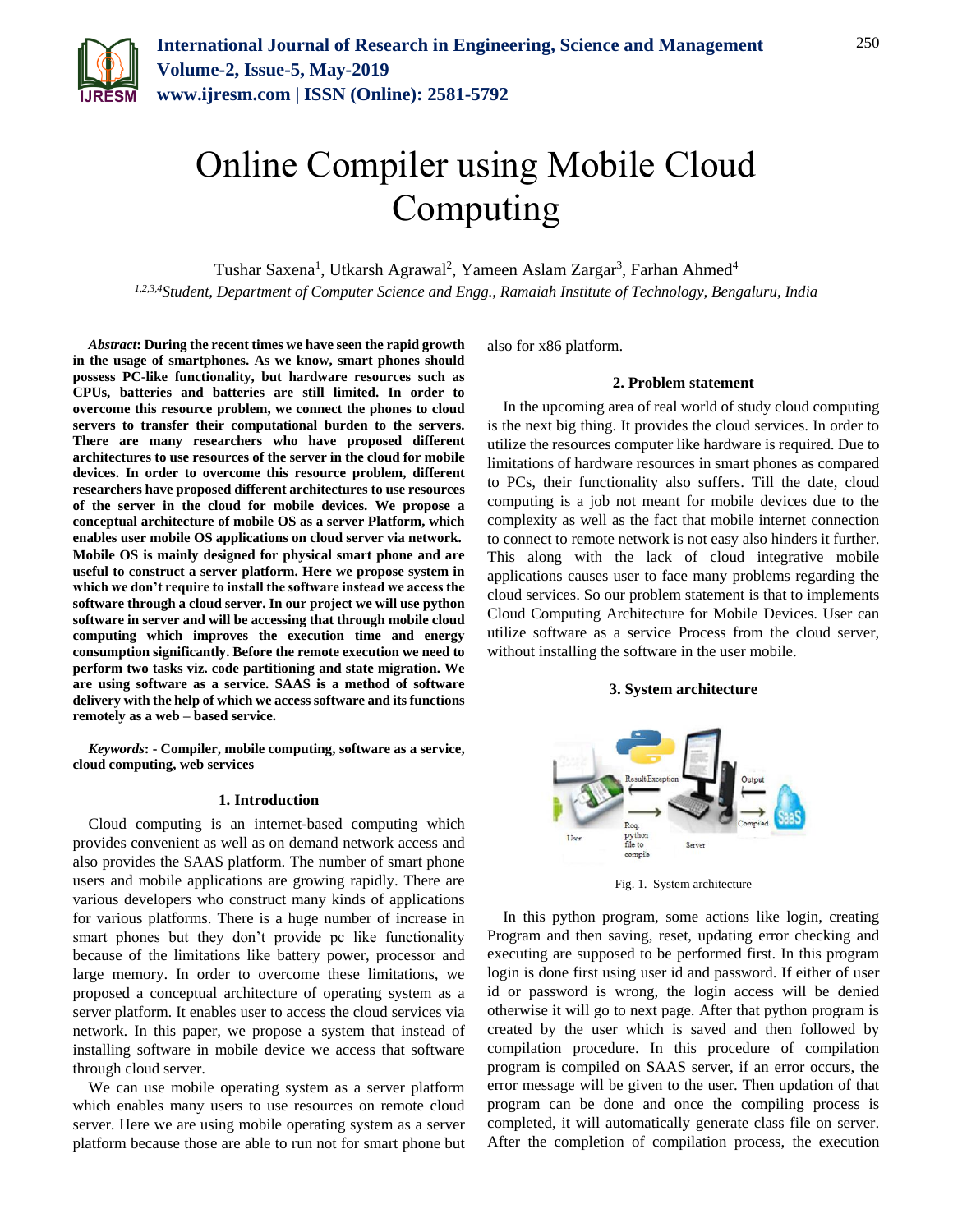# Online Compiler using Mobile Cloud Computing

Tushar Saxena[1], Utkarsh Agrawal[2], Yameen Aslam Zargar[3], Farhan Ahmed[4]

[1,2,3,4]*Student, Department of Computer Science and Engg., Ramaiah Institute of Technology, Bengaluru, India*

***Abstract*: During the recent times we have seen the rapid growth in the usage of smartphones. As we know, smart phones should possess PC-like functionality, but hardware resources such as CPUs, batteries and batteries are still limited. In order to overcome this resource problem, we connect the phones to cloud servers to transfer their computational burden to the servers. There are many researchers who have proposed different architectures to use resources of the server in the cloud for mobile devices. In order to overcome this resource problem, different researchers have proposed different architectures to use resources of the server in the cloud for mobile devices. We propose a conceptual architecture of mobile OS as a server Platform, which enables user mobile OS applications on cloud server via network. Mobile OS is mainly designed for physical smart phone and are useful to construct a server platform. Here we propose system in which we don't require to install the software instead we access the software through a cloud server. In our project we will use python software in server and will be accessing that through mobile cloud computing which improves the execution time and energy consumption significantly. Before the remote execution we need to perform two tasks viz. code partitioning and state migration. We are using software as a service. SAAS is a method of software delivery with the help of which we access software and its functions remotely as a web – based service.**

***Keywords*: - Compiler, mobile computing, software as a service, cloud computing, web services**

## 1. Introduction

Cloud computing is an internet-based computing which provides convenient as well as on demand network access and also provides the SAAS platform. The number of smart phone users and mobile applications are growing rapidly. There are various developers who construct many kinds of applications for various platforms. There is a huge number of increase in smart phones but they don't provide pc like functionality because of the limitations like battery power, processor and large memory. In order to overcome these limitations, we proposed a conceptual architecture of operating system as a server platform. It enables user to access the cloud services via network. In this paper, we propose a system that instead of installing software in mobile device we access that software through cloud server.

We can use mobile operating system as a server platform which enables many users to use resources on remote cloud server. Here we are using mobile operating system as a server platform because those are able to run not for smart phone but also for x86 platform.

## 2. Problem statement

In the upcoming area of real world of study cloud computing is the next big thing. It provides the cloud services. In order to utilize the resources computer like hardware is required. Due to limitations of hardware resources in smart phones as compared to PCs, their functionality also suffers. Till the date, cloud computing is a job not meant for mobile devices due to the complexity as well as the fact that mobile internet connection to connect to remote network is not easy also hinders it further. This along with the lack of cloud integrative mobile applications causes user to face many problems regarding the cloud services. So our problem statement is that to implements Cloud Computing Architecture for Mobile Devices. User can utilize software as a service Process from the cloud server, without installing the software in the user mobile.

## 3. System architecture

Fig. 1. System architecture

In this python program, some actions like login, creating Program and then saving, reset, updating error checking and executing are supposed to be performed first. In this program login is done first using user id and password. If either of user id or password is wrong, the login access will be denied otherwise it will go to next page. After that python program is created by the user which is saved and then followed by compilation procedure. In this procedure of compilation program is compiled on SAAS server, if an error occurs, the error message will be given to the user. Then updation of that program can be done and once the compiling process is completed, it will automatically generate class file on server. After the completion of compilation process, the execution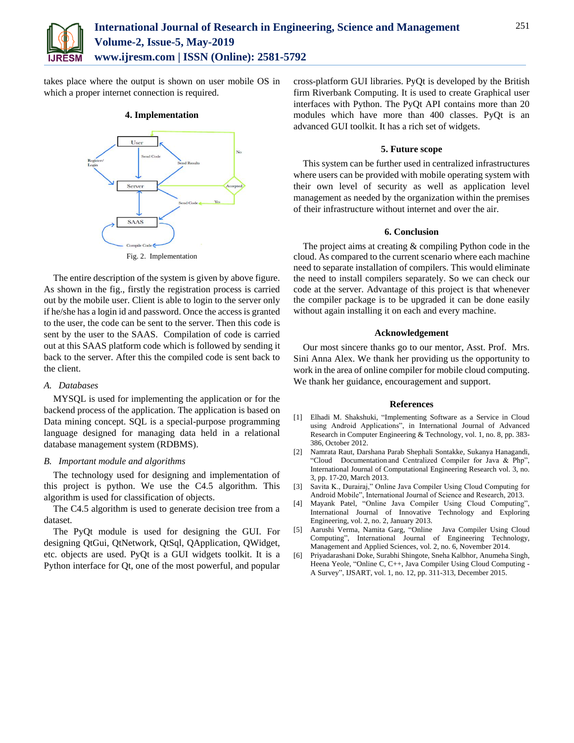takes place where the output is shown on user mobile OS in which a proper internet connection is required.

## 4. Implementation

User

Send Code

Send Results

Register/
Login

No

Server

Accepted

Send Code

Yes

SAAS

Compile Code

Fig. 2. Implementation

The entire description of the system is given by above figure. As shown in the fig., firstly the registration process is carried out by the mobile user. Client is able to login to the server only if he/she has a login id and password. Once the access is granted to the user, the code can be sent to the server. Then this code is sent by the user to the SAAS. Compilation of code is carried out at this SAAS platform code which is followed by sending it back to the server. After this the compiled code is sent back to the client.

### *A. Databases*

MYSQL is used for implementing the application or for the backend process of the application. The application is based on Data mining concept. SQL is a special-purpose programming language designed for managing data held in a relational database management system (RDBMS).

### *B. Important module and algorithms*

The technology used for designing and implementation of this project is python. We use the C4.5 algorithm. This algorithm is used for classification of objects.

The C4.5 algorithm is used to generate decision tree from a dataset.

The PyQt module is used for designing the GUI. For designing QtGui, QtNetwork, QtSql, QApplication, QWidget, etc. objects are used. PyQt is a GUI widgets toolkit. It is a Python interface for Qt, one of the most powerful, and popular cross-platform GUI libraries. PyQt is developed by the British firm Riverbank Computing. It is used to create Graphical user interfaces with Python. The PyQt API contains more than 20 modules which have more than 400 classes. PyQt is an advanced GUI toolkit. It has a rich set of widgets.

## 5. Future scope

This system can be further used in centralized infrastructures where users can be provided with mobile operating system with their own level of security as well as application level management as needed by the organization within the premises of their infrastructure without internet and over the air.

## 6. Conclusion

The project aims at creating & compiling Python code in the cloud. As compared to the current scenario where each machine need to separate installation of compilers. This would eliminate the need to install compilers separately. So we can check our code at the server. Advantage of this project is that whenever the compiler package is to be upgraded it can be done easily without again installing it on each and every machine.

## Acknowledgement

Our most sincere thanks go to our mentor, Asst. Prof. Mrs. Sini Anna Alex. We thank her providing us the opportunity to work in the area of online compiler for mobile cloud computing. We thank her guidance, encouragement and support.

## References

[1] Elhadi M. Shakshuki, "Implementing Software as a Service in Cloud using Android Applications", in International Journal of Advanced Research in Computer Engineering & Technology, vol. 1, no. 8, pp. 383-386, October 2012.

[2] Namrata Raut, Darshana Parab Shephali Sontakke, Sukanya Hanagandi, "Cloud Documentation and Centralized Compiler for Java & Php", International Journal of Computational Engineering Research vol. 3, no. 3, pp. 17-20, March 2013.

[3] Savita K., Durairaj," Online Java Compiler Using Cloud Computing for Android Mobile", International Journal of Science and Research, 2013.

[4] Mayank Patel, "Online Java Compiler Using Cloud Computing", International Journal of Innovative Technology and Exploring Engineering, vol. 2, no. 2, January 2013.

[5] Aarushi Verma, Namita Garg, "Online Java Compiler Using Cloud Computing", International Journal of Engineering Technology, Management and Applied Sciences, vol. 2, no. 6, November 2014.

[6] Priyadarashani Doke, Surabhi Shingote, Sneha Kalbhor, Anumeha Singh, Heena Yeole, "Online C, C++, Java Compiler Using Cloud Computing - A Survey", IJSART, vol. 1, no. 12, pp. 311-313, December 2015.